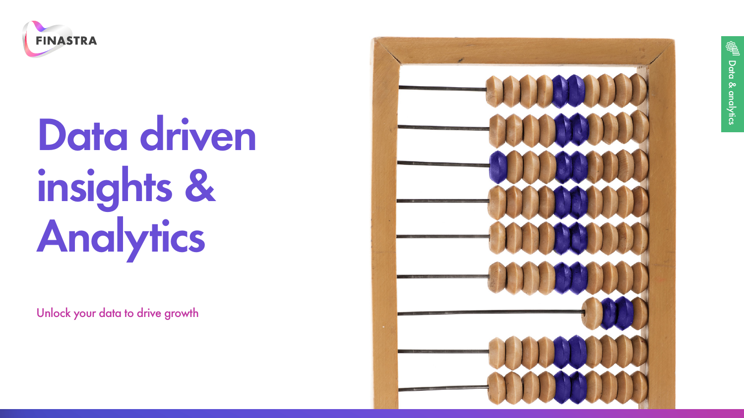FINASTRA

# Data driven insights & Analytics

Unlock your data to drive growth

Data & analytics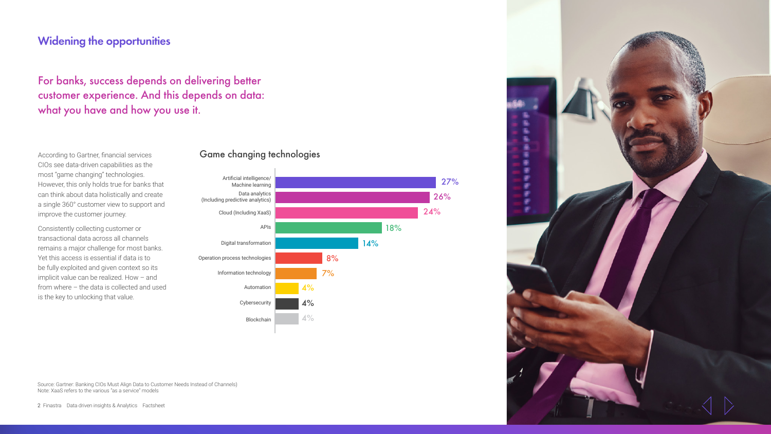## Widening the opportunities

### For banks, success depends on delivering better customer experience. And this depends on data: what you have and how you use it.

According to Gartner, financial services CIOs see data-driven capabilities as the most "game changing" technologies. However, this only holds true for banks that can think about data holistically and create a single 360° customer view to support and improve the customer journey.

Consistently collecting customer or transactional data across all channels remains a major challenge for most banks. Yet this access is essential if data is to be fully exploited and given context so its implicit value can be realized. How – and from where – the data is collected and used is the key to unlocking that value.

**Game changing technologies**

| Technology | % |
|---|---|
| Artificial intelligence/ Machine learning | 27% |
| Data analytics (Including predictive analytics) | 26% |
| Cloud (Including XaaS) | 24% |
| APIs | 18% |
| Digital transformation | 14% |
| Operation process technologies | 8% |
| Information technology | 7% |
| Automation | 4% |
| Cybersecurity | 4% |
| Blockchain | 4% |

Source: Gartner: Banking CIOs Must Align Data to Customer Needs Instead of Channels)
Note: XaaS refers to the various "as a service" models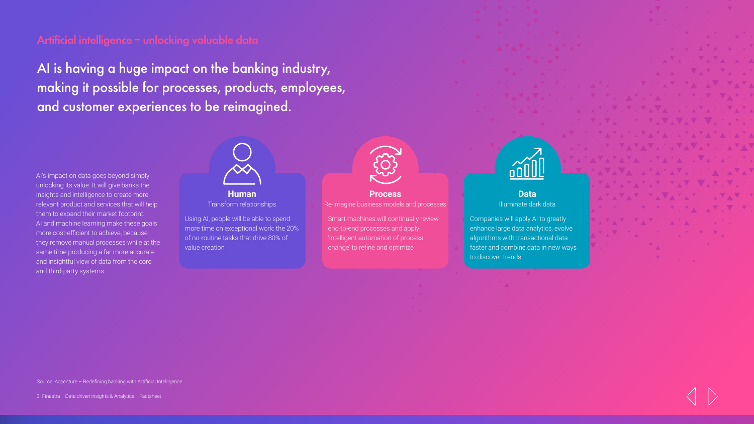## Artificial intelligence – unlocking valuable data

# AI is having a huge impact on the banking industry, making it possible for processes, products, employees, and customer experiences to be reimagined.

AI's impact on data goes beyond simply unlocking its value. It will give banks the insights and intelligence to create more relevant product and services that will help them to expand their market footprint. AI and machine learning make these goals more cost-efficient to achieve, because they remove manual processes while at the same time producing a far more accurate and insightful view of data from the core and third-party systems.

### Human

Transform relationships

Using AI, people will be able to spend more time on exceptional work: the 20% of no-routine tasks that drive 80% of value creation

### Process

Re-imagine business models and processes

Smart machines will continually review end-to-end processes and apply 'intelligent automation of process change' to refine and optimize

### Data

Illuminate dark data

Companies will apply AI to greatly enhance large data analytics, evolve algorithms with transactional data faster and combine data in new ways to discover trends

Source: Accenture – Redefining banking with Artificial Intelligence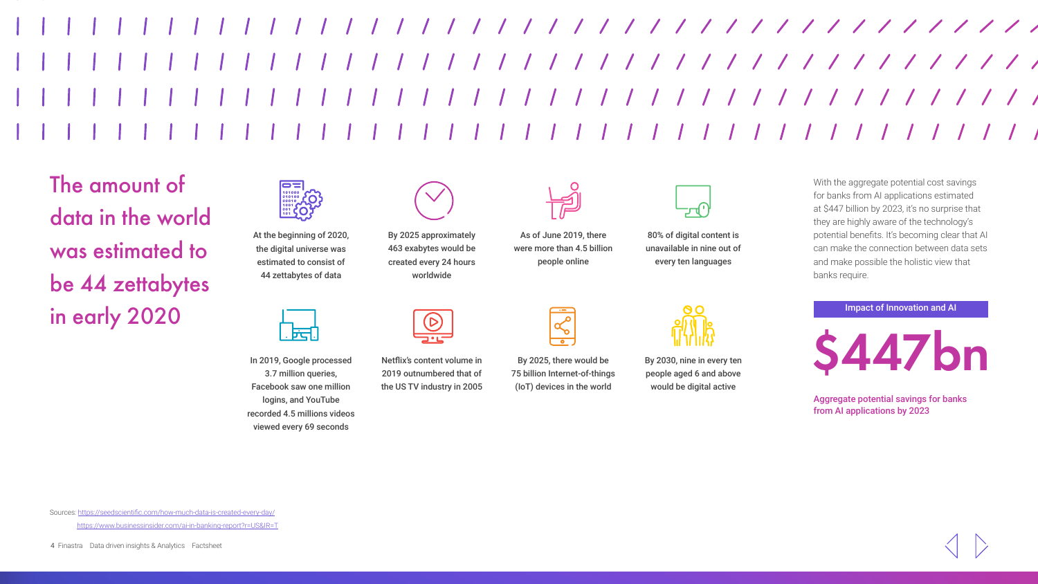# The amount of data in the world was estimated to be 44 zettabytes in early 2020

At the beginning of 2020, the digital universe was estimated to consist of 44 zettabytes of data

By 2025 approximately 463 exabytes would be created every 24 hours worldwide

As of June 2019, there were more than 4.5 billion people online

80% of digital content is unavailable in nine out of every ten languages

In 2019, Google processed 3.7 million queries, Facebook saw one million logins, and YouTube recorded 4.5 millions videos viewed every 69 seconds

Netflix's content volume in 2019 outnumbered that of the US TV industry in 2005

By 2025, there would be 75 billion Internet-of-things (IoT) devices in the world

By 2030, nine in every ten people aged 6 and above would be digital active

With the aggregate potential cost savings for banks from AI applications estimated at $447 billion by 2023, it's no surprise that they are highly aware of the technology's potential benefits. It's becoming clear that AI can make the connection between data sets and make possible the holistic view that banks require.

**Impact of Innovation and AI**

**$447bn**

Aggregate potential savings for banks from AI applications by 2023

Sources: https://seedscientific.com/how-much-data-is-created-every-day/
https://www.businessinsider.com/ai-in-banking-report?r=US&IR=T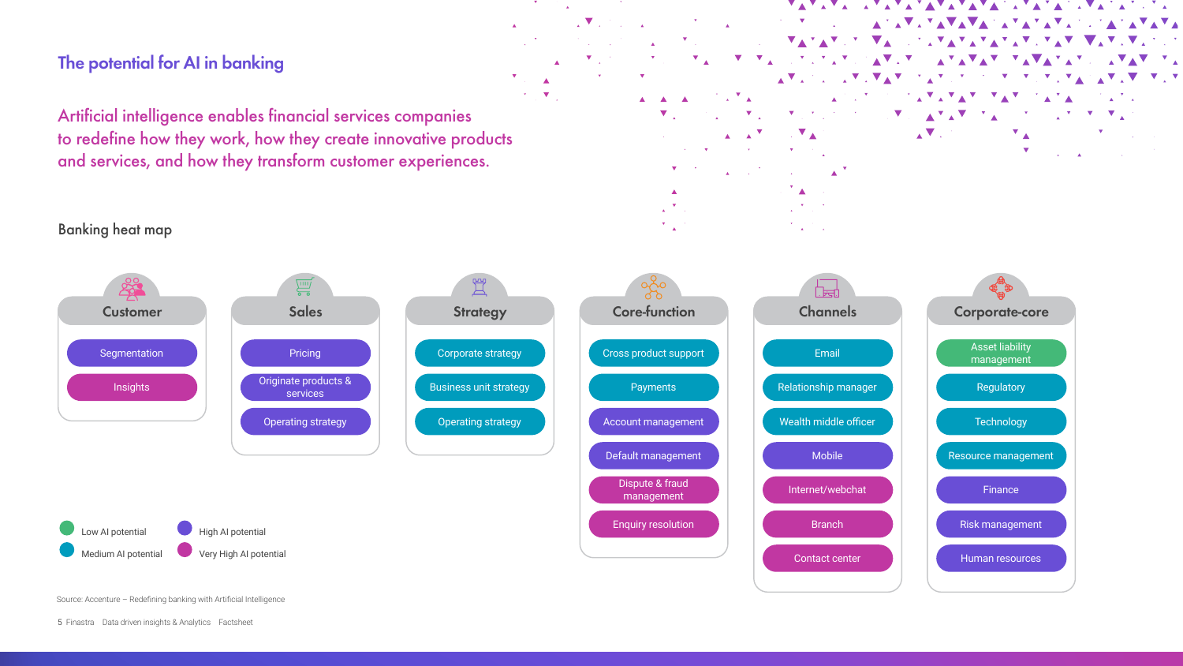# The potential for AI in banking

## Artificial intelligence enables financial services companies to redefine how they work, how they create innovative products and services, and how they transform customer experiences.

### Banking heat map

**Customer**
- Segmentation (High AI potential)
- Insights (Very High AI potential)

**Sales**
- Pricing (High AI potential)
- Originate products & services (High AI potential)
- Operating strategy (High AI potential)

**Strategy**
- Corporate strategy (Medium AI potential)
- Business unit strategy (Medium AI potential)
- Operating strategy (Medium AI potential)

**Core-function**
- Cross product support (Medium AI potential)
- Payments (Medium AI potential)
- Account management (High AI potential)
- Default management (High AI potential)
- Dispute & fraud management (Very High AI potential)
- Enquiry resolution (Very High AI potential)

**Channels**
- Email (Medium AI potential)
- Relationship manager (Medium AI potential)
- Wealth middle officer (Medium AI potential)
- Mobile (High AI potential)
- Internet/webchat (Very High AI potential)
- Branch (Very High AI potential)
- Contact center (Very High AI potential)

**Corporate-core**
- Asset liability management (Low AI potential)
- Regulatory (Medium AI potential)
- Technology (Medium AI potential)
- Resource management (Medium AI potential)
- Finance (High AI potential)
- Risk management (High AI potential)
- Human resources (High AI potential)

Legend: Low AI potential · Medium AI potential · High AI potential · Very High AI potential

Source: Accenture – Redefining banking with Artificial Intelligence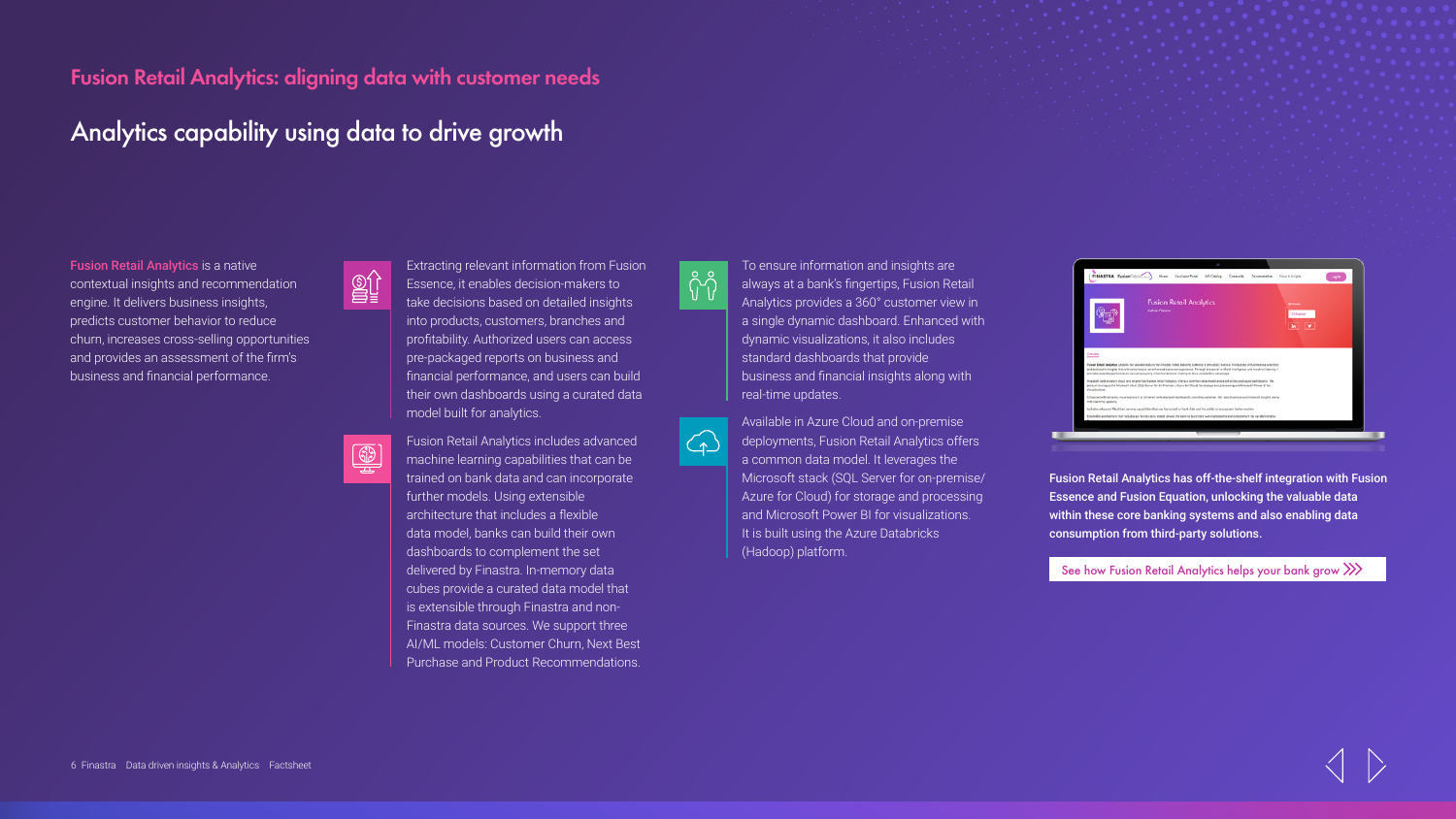## Fusion Retail Analytics: aligning data with customer needs

# Analytics capability using data to drive growth

**Fusion Retail Analytics** is a native contextual insights and recommendation engine. It delivers business insights, predicts customer behavior to reduce churn, increases cross-selling opportunities and provides an assessment of the firm's business and financial performance.

Extracting relevant information from Fusion Essence, it enables decision-makers to take decisions based on detailed insights into products, customers, branches and profitability. Authorized users can access pre-packaged reports on business and financial performance, and users can build their own dashboards using a curated data model built for analytics.

Fusion Retail Analytics includes advanced machine learning capabilities that can be trained on bank data and can incorporate further models. Using extensible architecture that includes a flexible data model, banks can build their own dashboards to complement the set delivered by Finastra. In-memory data cubes provide a curated data model that is extensible through Finastra and non-Finastra data sources. We support three AI/ML models: Customer Churn, Next Best Purchase and Product Recommendations.

To ensure information and insights are always at a bank's fingertips, Fusion Retail Analytics provides a 360° customer view in a single dynamic dashboard. Enhanced with dynamic visualizations, it also includes standard dashboards that provide business and financial insights along with real-time updates.

Available in Azure Cloud and on-premise deployments, Fusion Retail Analytics offers a common data model. It leverages the Microsoft stack (SQL Server for on-premise/ Azure for Cloud) for storage and processing and Microsoft Power BI for visualizations. It is built using the Azure Databricks (Hadoop) platform.

**Fusion Retail Analytics has off-the-shelf integration with Fusion Essence and Fusion Equation, unlocking the valuable data within these core banking systems and also enabling data consumption from third-party solutions.**

See how Fusion Retail Analytics helps your bank grow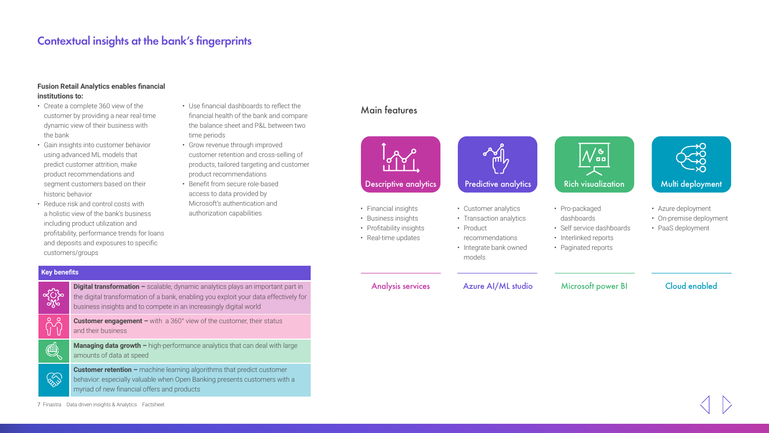# Contextual insights at the bank's fingerprints

**Fusion Retail Analytics enables financial institutions to:**

- Create a complete 360 view of the customer by providing a near real-time dynamic view of their business with the bank
- Gain insights into customer behavior using advanced ML models that predict customer attrition, make product recommendations and segment customers based on their historic behavior
- Reduce risk and control costs with a holistic view of the bank's business including product utilization and profitability, performance trends for loans and deposits and exposures to specific customers/groups
- Use financial dashboards to reflect the financial health of the bank and compare the balance sheet and P&L between two time periods
- Grow revenue through improved customer retention and cross-selling of products, tailored targeting and customer product recommendations
- Benefit from secure role-based access to data provided by Microsoft's authentication and authorization capabilities

## Key benefits

**Digital transformation –** scalable, dynamic analytics plays an important part in the digital transformation of a bank, enabling you exploit your data effectively for business insights and to compete in an increasingly digital world

**Customer engagement –** with a 360° view of the customer, their status and their business

**Managing data growth –** high-performance analytics that can deal with large amounts of data at speed

**Customer retention –** machine learning algorithms that predict customer behavior: especially valuable when Open Banking presents customers with a myriad of new financial offers and products

## Main features

### Descriptive analytics

- Financial insights
- Business insights
- Profitability insights
- Real-time updates

Analysis services

### Predictive analytics

- Customer analytics
- Transaction analytics
- Product recommendations
- Integrate bank owned models

Azure AI/ML studio

### Rich visualization

- Pro-packaged dashboards
- Self service dashboards
- Interlinked reports
- Paginated reports

Microsoft power BI

### Multi deployment

- Azure deployment
- On-premise deployment
- PaaS deployment

Cloud enabled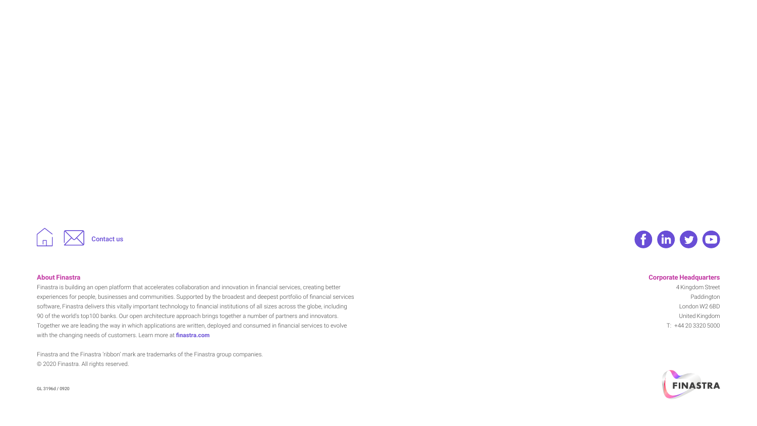Contact us

## About Finastra

Finastra is building an open platform that accelerates collaboration and innovation in financial services, creating better experiences for people, businesses and communities. Supported by the broadest and deepest portfolio of financial services software, Finastra delivers this vitally important technology to financial institutions of all sizes across the globe, including 90 of the world's top100 banks. Our open architecture approach brings together a number of partners and innovators. Together we are leading the way in which applications are written, deployed and consumed in financial services to evolve with the changing needs of customers. Learn more at **finastra.com**

Finastra and the Finastra 'ribbon' mark are trademarks of the Finastra group companies.
© 2020 Finastra. All rights reserved.

GL 3196d / 0920

## Corporate Headquarters

4 Kingdom Street
Paddington
London W2 6BD
United Kingdom
T: +44 20 3320 5000

FINASTRA